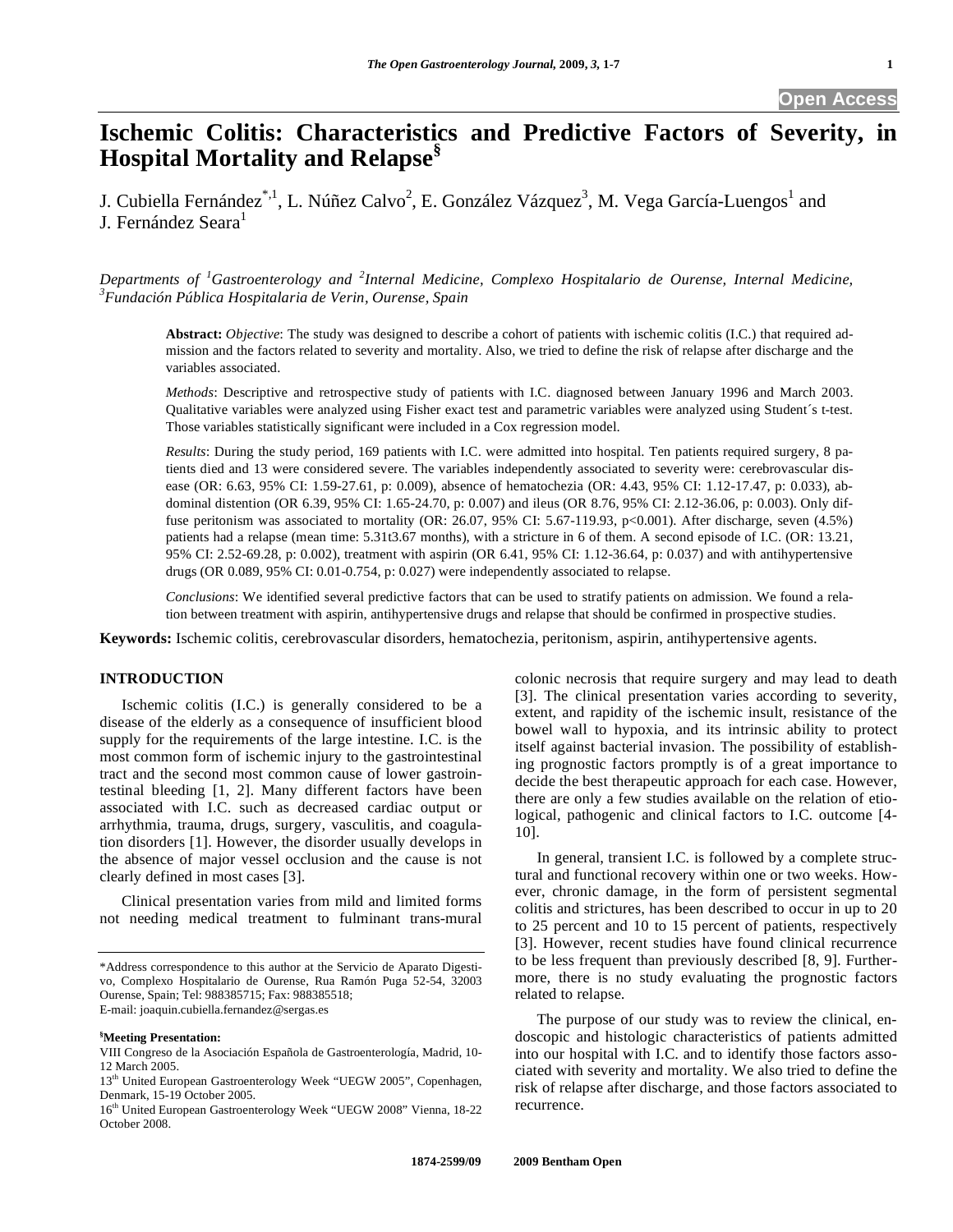Open Access

# Ischemic Colitis: Characteristics and Predictive Factors of Severity, in Hospital Mortality and Relapse[§]

J. Cubiella Fernández[*,1], L. Núñez Calvo[2], E. González Vázquez[3], M. Vega García-Luengos[1] and J. Fernández Seara[1]

*Departments of [1]Gastroenterology and [2]Internal Medicine, Complexo Hospitalario de Ourense, Internal Medicine, [3]Fundación Pública Hospitalaria de Verin, Ourense, Spain*

**Abstract:** *Objective*: The study was designed to describe a cohort of patients with ischemic colitis (I.C.) that required admission and the factors related to severity and mortality. Also, we tried to define the risk of relapse after discharge and the variables associated.

*Methods*: Descriptive and retrospective study of patients with I.C. diagnosed between January 1996 and March 2003. Qualitative variables were analyzed using Fisher exact test and parametric variables were analyzed using Student´s t-test. Those variables statistically significant were included in a Cox regression model.

*Results*: During the study period, 169 patients with I.C. were admitted into hospital. Ten patients required surgery, 8 patients died and 13 were considered severe. The variables independently associated to severity were: cerebrovascular disease (OR: 6.63, 95% CI: 1.59-27.61, p: 0.009), absence of hematochezia (OR: 4.43, 95% CI: 1.12-17.47, p: 0.033), abdominal distention (OR 6.39, 95% CI: 1.65-24.70, p: 0.007) and ileus (OR 8.76, 95% CI: 2.12-36.06, p: 0.003). Only diffuse peritonism was associated to mortality (OR: 26.07, 95% CI: 5.67-119.93, p<0.001). After discharge, seven (4.5%) patients had a relapse (mean time: 5.31t3.67 months), with a stricture in 6 of them. A second episode of I.C. (OR: 13.21, 95% CI: 2.52-69.28, p: 0.002), treatment with aspirin (OR 6.41, 95% CI: 1.12-36.64, p: 0.037) and with antihypertensive drugs (OR 0.089, 95% CI: 0.01-0.754, p: 0.027) were independently associated to relapse.

*Conclusions*: We identified several predictive factors that can be used to stratify patients on admission. We found a relation between treatment with aspirin, antihypertensive drugs and relapse that should be confirmed in prospective studies.

**Keywords:** Ischemic colitis, cerebrovascular disorders, hematochezia, peritonism, aspirin, antihypertensive agents.

## INTRODUCTION

Ischemic colitis (I.C.) is generally considered to be a disease of the elderly as a consequence of insufficient blood supply for the requirements of the large intestine. I.C. is the most common form of ischemic injury to the gastrointestinal tract and the second most common cause of lower gastrointestinal bleeding [1, 2]. Many different factors have been associated with I.C. such as decreased cardiac output or arrhythmia, trauma, drugs, surgery, vasculitis, and coagulation disorders [1]. However, the disorder usually develops in the absence of major vessel occlusion and the cause is not clearly defined in most cases [3].

Clinical presentation varies from mild and limited forms not needing medical treatment to fulminant trans-mural colonic necrosis that require surgery and may lead to death [3]. The clinical presentation varies according to severity, extent, and rapidity of the ischemic insult, resistance of the bowel wall to hypoxia, and its intrinsic ability to protect itself against bacterial invasion. The possibility of establishing prognostic factors promptly is of a great importance to decide the best therapeutic approach for each case. However, there are only a few studies available on the relation of etiological, pathogenic and clinical factors to I.C. outcome [4-10].

In general, transient I.C. is followed by a complete structural and functional recovery within one or two weeks. However, chronic damage, in the form of persistent segmental colitis and strictures, has been described to occur in up to 20 to 25 percent and 10 to 15 percent of patients, respectively [3]. However, recent studies have found clinical recurrence to be less frequent than previously described [8, 9]. Furthermore, there is no study evaluating the prognostic factors related to relapse.

The purpose of our study was to review the clinical, endoscopic and histologic characteristics of patients admitted into our hospital with I.C. and to identify those factors associated with severity and mortality. We also tried to define the risk of relapse after discharge, and those factors associated to recurrence.

---

*Address correspondence to this author at the Servicio de Aparato Digestivo, Complexo Hospitalario de Ourense, Rua Ramón Puga 52-54, 32003 Ourense, Spain; Tel: 988385715; Fax: 988385518; E-mail: joaquin.cubiella.fernandez@sergas.es

**[§]Meeting Presentation:**

VIII Congreso de la Asociación Española de Gastroenterología, Madrid, 10-12 March 2005.

13[th] United European Gastroenterology Week "UEGW 2005", Copenhagen, Denmark, 15-19 October 2005.

16[th] United European Gastroenterology Week "UEGW 2008" Vienna, 18-22 October 2008.

1874-2599/09 2009 Bentham Open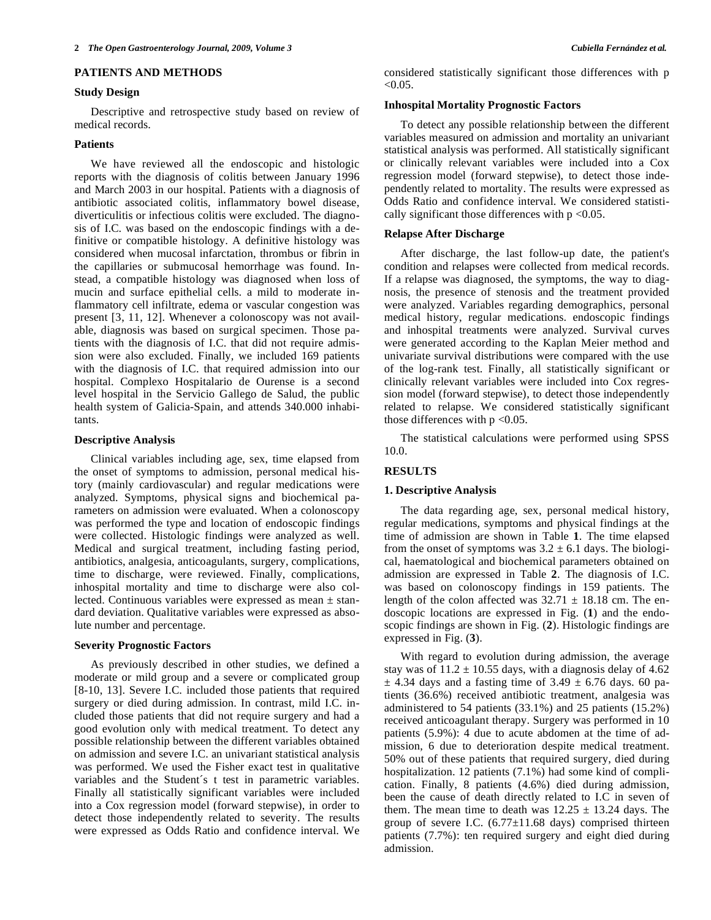## PATIENTS AND METHODS

### Study Design

Descriptive and retrospective study based on review of medical records.

### Patients

We have reviewed all the endoscopic and histologic reports with the diagnosis of colitis between January 1996 and March 2003 in our hospital. Patients with a diagnosis of antibiotic associated colitis, inflammatory bowel disease, diverticulitis or infectious colitis were excluded. The diagnosis of I.C. was based on the endoscopic findings with a definitive or compatible histology. A definitive histology was considered when mucosal infarctation, thrombus or fibrin in the capillaries or submucosal hemorrhage was found. Instead, a compatible histology was diagnosed when loss of mucin and surface epithelial cells. a mild to moderate inflammatory cell infiltrate, edema or vascular congestion was present [3, 11, 12]. Whenever a colonoscopy was not available, diagnosis was based on surgical specimen. Those patients with the diagnosis of I.C. that did not require admission were also excluded. Finally, we included 169 patients with the diagnosis of I.C. that required admission into our hospital. Complexo Hospitalario de Ourense is a second level hospital in the Servicio Gallego de Salud, the public health system of Galicia-Spain, and attends 340.000 inhabitants.

### Descriptive Analysis

Clinical variables including age, sex, time elapsed from the onset of symptoms to admission, personal medical history (mainly cardiovascular) and regular medications were analyzed. Symptoms, physical signs and biochemical parameters on admission were evaluated. When a colonoscopy was performed the type and location of endoscopic findings were collected. Histologic findings were analyzed as well. Medical and surgical treatment, including fasting period, antibiotics, analgesia, anticoagulants, surgery, complications, time to discharge, were reviewed. Finally, complications, inhospital mortality and time to discharge were also collected. Continuous variables were expressed as mean ± standard deviation. Qualitative variables were expressed as absolute number and percentage.

### Severity Prognostic Factors

As previously described in other studies, we defined a moderate or mild group and a severe or complicated group [8-10, 13]. Severe I.C. included those patients that required surgery or died during admission. In contrast, mild I.C. included those patients that did not require surgery and had a good evolution only with medical treatment. To detect any possible relationship between the different variables obtained on admission and severe I.C. an univariant statistical analysis was performed. We used the Fisher exact test in qualitative variables and the Student´s t test in parametric variables. Finally all statistically significant variables were included into a Cox regression model (forward stepwise), in order to detect those independently related to severity. The results were expressed as Odds Ratio and confidence interval. We considered statistically significant those differences with $p < 0.05$.

### Inhospital Mortality Prognostic Factors

To detect any possible relationship between the different variables measured on admission and mortality an univariant statistical analysis was performed. All statistically significant or clinically relevant variables were included into a Cox regression model (forward stepwise), to detect those independently related to mortality. The results were expressed as Odds Ratio and confidence interval. We considered statistically significant those differences with $p < 0.05$.

### Relapse After Discharge

After discharge, the last follow-up date, the patient's condition and relapses were collected from medical records. If a relapse was diagnosed, the symptoms, the way to diagnosis, the presence of stenosis and the treatment provided were analyzed. Variables regarding demographics, personal medical history, regular medications. endoscopic findings and inhospital treatments were analyzed. Survival curves were generated according to the Kaplan Meier method and univariate survival distributions were compared with the use of the log-rank test. Finally, all statistically significant or clinically relevant variables were included into Cox regression model (forward stepwise), to detect those independently related to relapse. We considered statistically significant those differences with $p < 0.05$.

The statistical calculations were performed using SPSS 10.0.

## RESULTS

### 1. Descriptive Analysis

The data regarding age, sex, personal medical history, regular medications, symptoms and physical findings at the time of admission are shown in Table **1**. The time elapsed from the onset of symptoms was 3.2 ± 6.1 days. The biological, haematological and biochemical parameters obtained on admission are expressed in Table **2**. The diagnosis of I.C. was based on colonoscopy findings in 159 patients. The length of the colon affected was 32.71 ± 18.18 cm. The endoscopic locations are expressed in Fig. (**1**) and the endoscopic findings are shown in Fig. (**2**). Histologic findings are expressed in Fig. (**3**).

With regard to evolution during admission, the average stay was of 11.2 ± 10.55 days, with a diagnosis delay of 4.62 ± 4.34 days and a fasting time of 3.49 ± 6.76 days. 60 patients (36.6%) received antibiotic treatment, analgesia was administered to 54 patients (33.1%) and 25 patients (15.2%) received anticoagulant therapy. Surgery was performed in 10 patients (5.9%): 4 due to acute abdomen at the time of admission, 6 due to deterioration despite medical treatment. 50% out of these patients that required surgery, died during hospitalization. 12 patients (7.1%) had some kind of complication. Finally, 8 patients (4.6%) died during admission, been the cause of death directly related to I.C in seven of them. The mean time to death was 12.25 ± 13.24 days. The group of severe I.C. (6.77±11.68 days) comprised thirteen patients (7.7%): ten required surgery and eight died during admission.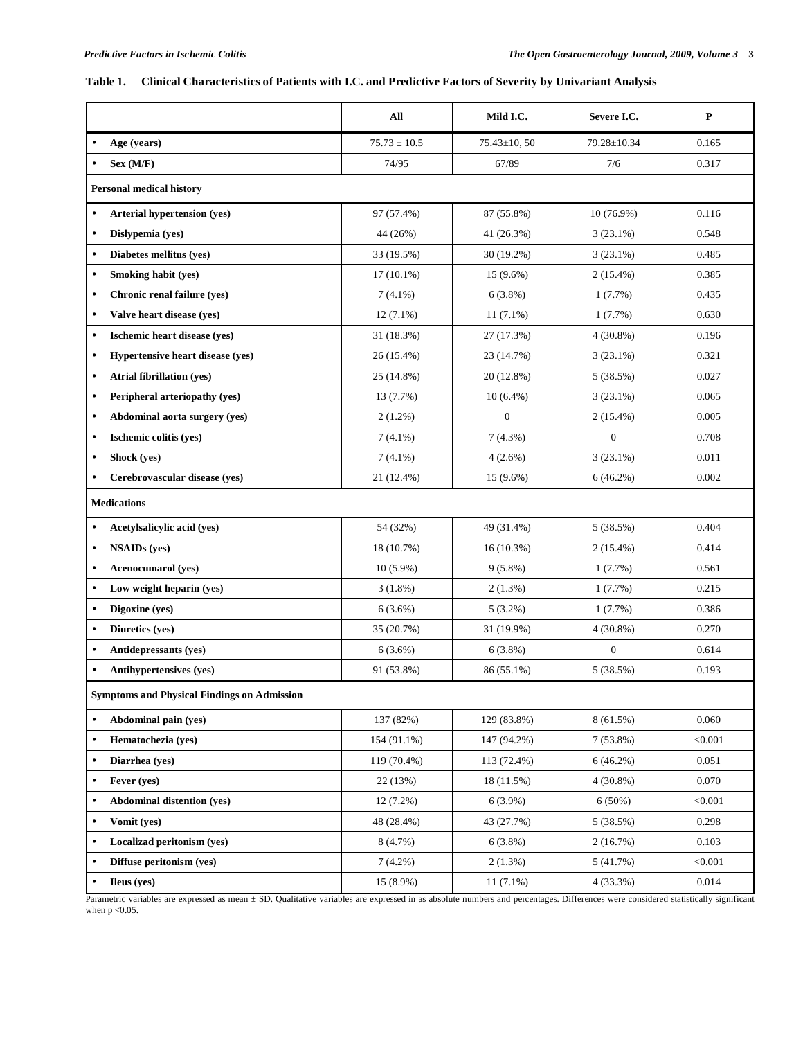**Table 1. Clinical Characteristics of Patients with I.C. and Predictive Factors of Severity by Univariant Analysis**

| | All | Mild I.C. | Severe I.C. | P |
|---|---|---|---|---|
| • **Age (years)** | 75.73 ± 10.5 | 75.43±10, 50 | 79.28±10.34 | 0.165 |
| • **Sex (M/F)** | 74/95 | 67/89 | 7/6 | 0.317 |
| **Personal medical history** | | | | |
| • **Arterial hypertension (yes)** | 97 (57.4%) | 87 (55.8%) | 10 (76.9%) | 0.116 |
| • **Dislypemia (yes)** | 44 (26%) | 41 (26.3%) | 3 (23.1%) | 0.548 |
| • **Diabetes mellitus (yes)** | 33 (19.5%) | 30 (19.2%) | 3 (23.1%) | 0.485 |
| • **Smoking habit (yes)** | 17 (10.1%) | 15 (9.6%) | 2 (15.4%) | 0.385 |
| • **Chronic renal failure (yes)** | 7 (4.1%) | 6 (3.8%) | 1 (7.7%) | 0.435 |
| • **Valve heart disease (yes)** | 12 (7.1%) | 11 (7.1%) | 1 (7.7%) | 0.630 |
| • **Ischemic heart disease (yes)** | 31 (18.3%) | 27 (17.3%) | 4 (30.8%) | 0.196 |
| • **Hypertensive heart disease (yes)** | 26 (15.4%) | 23 (14.7%) | 3 (23.1%) | 0.321 |
| • **Atrial fibrillation (yes)** | 25 (14.8%) | 20 (12.8%) | 5 (38.5%) | 0.027 |
| • **Peripheral arteriopathy (yes)** | 13 (7.7%) | 10 (6.4%) | 3 (23.1%) | 0.065 |
| • **Abdominal aorta surgery (yes)** | 2 (1.2%) | 0 | 2 (15.4%) | 0.005 |
| • **Ischemic colitis (yes)** | 7 (4.1%) | 7 (4.3%) | 0 | 0.708 |
| • **Shock (yes)** | 7 (4.1%) | 4 (2.6%) | 3 (23.1%) | 0.011 |
| • **Cerebrovascular disease (yes)** | 21 (12.4%) | 15 (9.6%) | 6 (46.2%) | 0.002 |
| **Medications** | | | | |
| • **Acetylsalicylic acid (yes)** | 54 (32%) | 49 (31.4%) | 5 (38.5%) | 0.404 |
| • **NSAIDs (yes)** | 18 (10.7%) | 16 (10.3%) | 2 (15.4%) | 0.414 |
| • **Acenocumarol (yes)** | 10 (5.9%) | 9 (5.8%) | 1 (7.7%) | 0.561 |
| • **Low weight heparin (yes)** | 3 (1.8%) | 2 (1.3%) | 1 (7.7%) | 0.215 |
| • **Digoxine (yes)** | 6 (3.6%) | 5 (3.2%) | 1 (7.7%) | 0.386 |
| • **Diuretics (yes)** | 35 (20.7%) | 31 (19.9%) | 4 (30.8%) | 0.270 |
| • **Antidepressants (yes)** | 6 (3.6%) | 6 (3.8%) | 0 | 0.614 |
| • **Antihypertensives (yes)** | 91 (53.8%) | 86 (55.1%) | 5 (38.5%) | 0.193 |
| **Symptoms and Physical Findings on Admission** | | | | |
| • **Abdominal pain (yes)** | 137 (82%) | 129 (83.8%) | 8 (61.5%) | 0.060 |
| • **Hematochezia (yes)** | 154 (91.1%) | 147 (94.2%) | 7 (53.8%) | <0.001 |
| • **Diarrhea (yes)** | 119 (70.4%) | 113 (72.4%) | 6 (46.2%) | 0.051 |
| • **Fever (yes)** | 22 (13%) | 18 (11.5%) | 4 (30.8%) | 0.070 |
| • **Abdominal distention (yes)** | 12 (7.2%) | 6 (3.9%) | 6 (50%) | <0.001 |
| • **Vomit (yes)** | 48 (28.4%) | 43 (27.7%) | 5 (38.5%) | 0.298 |
| • **Localizad peritonism (yes)** | 8 (4.7%) | 6 (3.8%) | 2 (16.7%) | 0.103 |
| • **Diffuse peritonism (yes)** | 7 (4.2%) | 2 (1.3%) | 5 (41.7%) | <0.001 |
| • **Ileus (yes)** | 15 (8.9%) | 11 (7.1%) | 4 (33.3%) | 0.014 |

Parametric variables are expressed as mean ± SD. Qualitative variables are expressed in as absolute numbers and percentages. Differences were considered statistically significant when $p < 0.05$.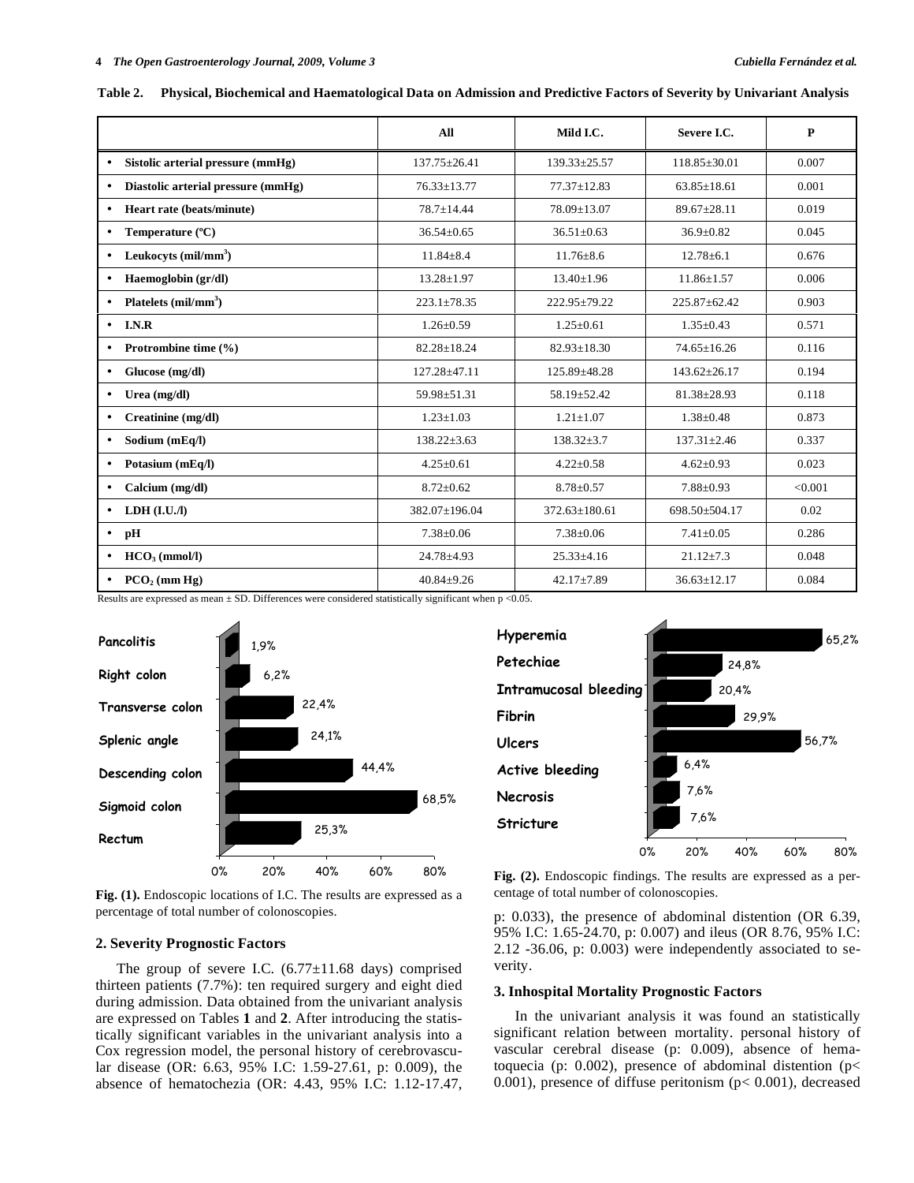**Table 2. Physical, Biochemical and Haematological Data on Admission and Predictive Factors of Severity by Univariant Analysis**

| | All | Mild I.C. | Severe I.C. | P |
|---|---|---|---|---|
| • Sistolic arterial pressure (mmHg) | 137.75±26.41 | 139.33±25.57 | 118.85±30.01 | 0.007 |
| • Diastolic arterial pressure (mmHg) | 76.33±13.77 | 77.37±12.83 | 63.85±18.61 | 0.001 |
| • Heart rate (beats/minute) | 78.7±14.44 | 78.09±13.07 | 89.67±28.11 | 0.019 |
| • Temperature (ºC) | 36.54±0.65 | 36.51±0.63 | 36.9±0.82 | 0.045 |
| • Leukocyts (mil/mm$^3$) | 11.84±8.4 | 11.76±8.6 | 12.78±6.1 | 0.676 |
| • Haemoglobin (gr/dl) | 13.28±1.97 | 13.40±1.96 | 11.86±1.57 | 0.006 |
| • Platelets (mil/mm$^3$) | 223.1±78.35 | 222.95±79.22 | 225.87±62.42 | 0.903 |
| • I.N.R | 1.26±0.59 | 1.25±0.61 | 1.35±0.43 | 0.571 |
| • Protrombine time (%) | 82.28±18.24 | 82.93±18.30 | 74.65±16.26 | 0.116 |
| • Glucose (mg/dl) | 127.28±47.11 | 125.89±48.28 | 143.62±26.17 | 0.194 |
| • Urea (mg/dl) | 59.98±51.31 | 58.19±52.42 | 81.38±28.93 | 0.118 |
| • Creatinine (mg/dl) | 1.23±1.03 | 1.21±1.07 | 1.38±0.48 | 0.873 |
| • Sodium (mEq/l) | 138.22±3.63 | 138.32±3.7 | 137.31±2.46 | 0.337 |
| • Potasium (mEq/l) | 4.25±0.61 | 4.22±0.58 | 4.62±0.93 | 0.023 |
| • Calcium (mg/dl) | 8.72±0.62 | 8.78±0.57 | 7.88±0.93 | <0.001 |
| • LDH (I.U./l) | 382.07±196.04 | 372.63±180.61 | 698.50±504.17 | 0.02 |
| • pH | 7.38±0.06 | 7.38±0.06 | 7.41±0.05 | 0.286 |
| • $HCO_3$ (mmol/l) | 24.78±4.93 | 25.33±4.16 | 21.12±7.3 | 0.048 |
| • $PCO_2$ (mm Hg) | 40.84±9.26 | 42.17±7.89 | 36.63±12.17 | 0.084 |

Results are expressed as mean ± SD. Differences were considered statistically significant when p <0.05.

Fig. (1). Endoscopic locations of I.C. The results are expressed as a percentage of total number of colonoscopies.

Fig. (2). Endoscopic findings. The results are expressed as a percentage of total number of colonoscopies.

## 2. Severity Prognostic Factors

The group of severe I.C. (6.77±11.68 days) comprised thirteen patients (7.7%): ten required surgery and eight died during admission. Data obtained from the univariant analysis are expressed on Tables **1** and **2**. After introducing the statistically significant variables in the univariant analysis into a Cox regression model, the personal history of cerebrovascular disease (OR: 6.63, 95% I.C: 1.59-27.61, p: 0.009), the absence of hematochezia (OR: 4.43, 95% I.C: 1.12-17.47, p: 0.033), the presence of abdominal distention (OR 6.39, 95% I.C: 1.65-24.70, p: 0.007) and ileus (OR 8.76, 95% I.C: 2.12 -36.06, p: 0.003) were independently associated to severity.

## 3. Inhospital Mortality Prognostic Factors

In the univariant analysis it was found an statistically significant relation between mortality. personal history of vascular cerebral disease (p: 0.009), absence of hematoquecia (p: 0.002), presence of abdominal distention (p< 0.001), presence of diffuse peritonism (p< 0.001), decreased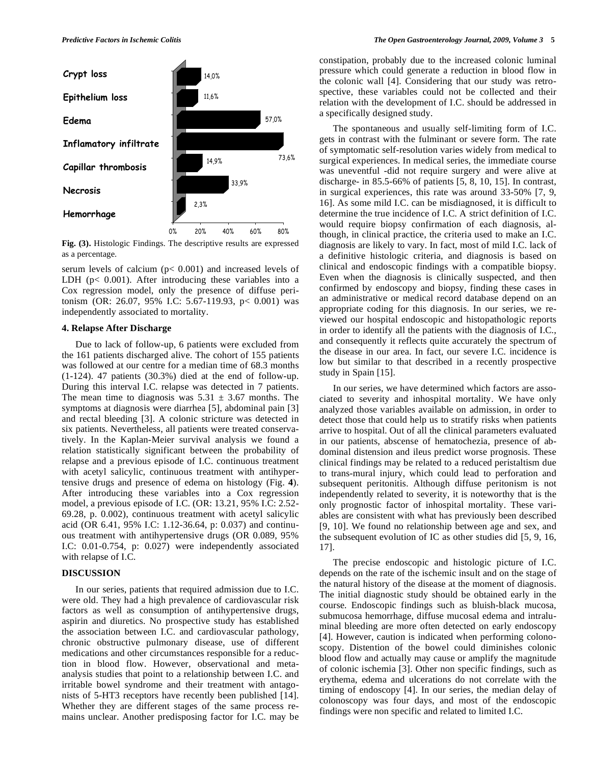| Histologic finding | Percentage |
|---|---|
| Crypt loss | 14,0% |
| Epithelium loss | 11,6% |
| Edema | 57,0% |
| Inflamatory infiltrate | 73,6% |
| Capillar thrombosis | 14,9% |
| Necrosis | 33,9% |
| Hemorrhage | 2,3% |

**Fig. (3).** Histologic Findings. The descriptive results are expressed as a percentage.

serum levels of calcium ($p < 0.001$) and increased levels of LDH ($p < 0.001$). After introducing these variables into a Cox regression model, only the presence of diffuse peritonism (OR: 26.07, 95% I.C: 5.67-119.93, $p < 0.001$) was independently associated to mortality.

### 4. Relapse After Discharge

Due to lack of follow-up, 6 patients were excluded from the 161 patients discharged alive. The cohort of 155 patients was followed at our centre for a median time of 68.3 months (1-124). 47 patients (30.3%) died at the end of follow-up. During this interval I.C. relapse was detected in 7 patients. The mean time to diagnosis was $5.31 \pm 3.67$ months. The symptoms at diagnosis were diarrhea [5], abdominal pain [3] and rectal bleeding [3]. A colonic stricture was detected in six patients. Nevertheless, all patients were treated conservatively. In the Kaplan-Meier survival analysis we found a relation statistically significant between the probability of relapse and a previous episode of I.C. continuous treatment with acetyl salicylic, continuous treatment with antihypertensive drugs and presence of edema on histology (Fig. **4**). After introducing these variables into a Cox regression model, a previous episode of I.C. (OR: 13.21, 95% I.C: 2.52-69.28, p. 0.002), continuous treatment with acetyl salicylic acid (OR 6.41, 95% I.C: 1.12-36.64, p: 0.037) and continuous treatment with antihypertensive drugs (OR 0.089, 95% I.C: 0.01-0.754, p: 0.027) were independently associated with relapse of I.C.

## DISCUSSION

In our series, patients that required admission due to I.C. were old. They had a high prevalence of cardiovascular risk factors as well as consumption of antihypertensive drugs, aspirin and diuretics. No prospective study has established the association between I.C. and cardiovascular pathology, chronic obstructive pulmonary disease, use of different medications and other circumstances responsible for a reduction in blood flow. However, observational and meta-analysis studies that point to a relationship between I.C. and irritable bowel syndrome and their treatment with antagonists of 5-HT3 receptors have recently been published [14]. Whether they are different stages of the same process remains unclear. Another predisposing factor for I.C. may be constipation, probably due to the increased colonic luminal pressure which could generate a reduction in blood flow in the colonic wall [4]. Considering that our study was retrospective, these variables could not be collected and their relation with the development of I.C. should be addressed in a specifically designed study.

The spontaneous and usually self-limiting form of I.C. gets in contrast with the fulminant or severe form. The rate of symptomatic self-resolution varies widely from medical to surgical experiences. In medical series, the immediate course was uneventful -did not require surgery and were alive at discharge- in 85.5-66% of patients [5, 8, 10, 15]. In contrast, in surgical experiences, this rate was around 33-50% [7, 9, 16]. As some mild I.C. can be misdiagnosed, it is difficult to determine the true incidence of I.C. A strict definition of I.C. would require biopsy confirmation of each diagnosis, although, in clinical practice, the criteria used to make an I.C. diagnosis are likely to vary. In fact, most of mild I.C. lack of a definitive histologic criteria, and diagnosis is based on clinical and endoscopic findings with a compatible biopsy. Even when the diagnosis is clinically suspected, and then confirmed by endoscopy and biopsy, finding these cases in an administrative or medical record database depend on an appropriate coding for this diagnosis. In our series, we reviewed our hospital endoscopic and histopathologic reports in order to identify all the patients with the diagnosis of I.C., and consequently it reflects quite accurately the spectrum of the disease in our area. In fact, our severe I.C. incidence is low but similar to that described in a recently prospective study in Spain [15].

In our series, we have determined which factors are associated to severity and inhospital mortality. We have only analyzed those variables available on admission, in order to detect those that could help us to stratify risks when patients arrive to hospital. Out of all the clinical parameters evaluated in our patients, abscense of hematochezia, presence of abdominal distension and ileus predict worse prognosis. These clinical findings may be related to a reduced peristaltism due to trans-mural injury, which could lead to perforation and subsequent peritonitis. Although diffuse peritonism is not independently related to severity, it is noteworthy that is the only prognostic factor of inhospital mortality. These variables are consistent with what has previously been described [9, 10]. We found no relationship between age and sex, and the subsequent evolution of IC as other studies did [5, 9, 16, 17].

The precise endoscopic and histologic picture of I.C. depends on the rate of the ischemic insult and on the stage of the natural history of the disease at the moment of diagnosis. The initial diagnostic study should be obtained early in the course. Endoscopic findings such as bluish-black mucosa, submucosa hemorrhage, diffuse mucosal edema and intraluminal bleeding are more often detected on early endoscopy [4]. However, caution is indicated when performing colonoscopy. Distention of the bowel could diminishes colonic blood flow and actually may cause or amplify the magnitude of colonic ischemia [3]. Other non specific findings, such as erythema, edema and ulcerations do not correlate with the timing of endoscopy [4]. In our series, the median delay of colonoscopy was four days, and most of the endoscopic findings were non specific and related to limited I.C.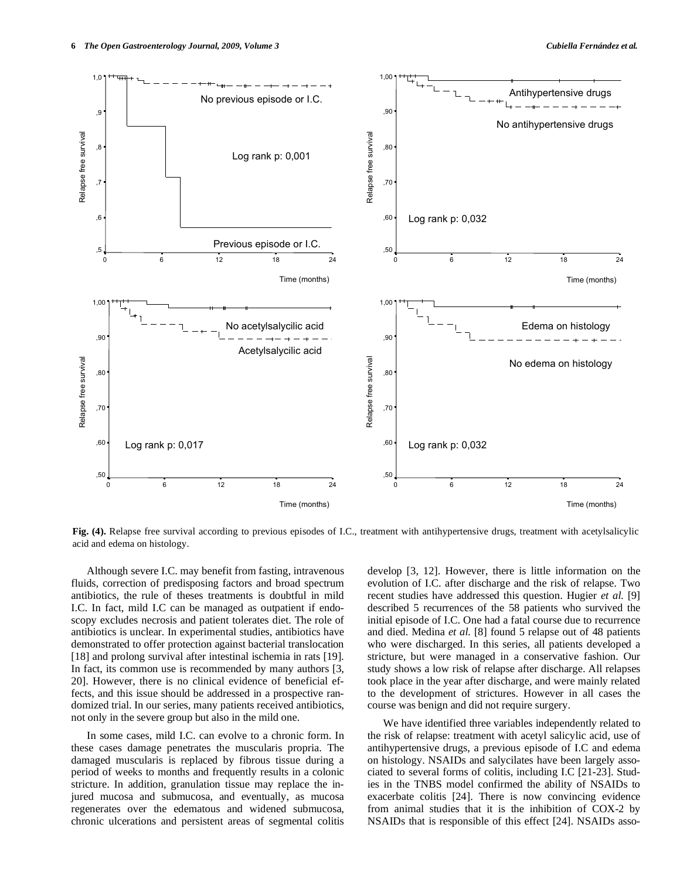**Fig. (4).** Relapse free survival according to previous episodes of I.C., treatment with antihypertensive drugs, treatment with acetylsalicylic acid and edema on histology.

Although severe I.C. may benefit from fasting, intravenous fluids, correction of predisposing factors and broad spectrum antibiotics, the rule of theses treatments is doubtful in mild I.C. In fact, mild I.C can be managed as outpatient if endoscopy excludes necrosis and patient tolerates diet. The role of antibiotics is unclear. In experimental studies, antibiotics have demonstrated to offer protection against bacterial translocation [18] and prolong survival after intestinal ischemia in rats [19]. In fact, its common use is recommended by many authors [3, 20]. However, there is no clinical evidence of beneficial effects, and this issue should be addressed in a prospective randomized trial. In our series, many patients received antibiotics, not only in the severe group but also in the mild one.

In some cases, mild I.C. can evolve to a chronic form. In these cases damage penetrates the muscularis propria. The damaged muscularis is replaced by fibrous tissue during a period of weeks to months and frequently results in a colonic stricture. In addition, granulation tissue may replace the injured mucosa and submucosa, and eventually, as mucosa regenerates over the edematous and widened submucosa, chronic ulcerations and persistent areas of segmental colitis develop [3, 12]. However, there is little information on the evolution of I.C. after discharge and the risk of relapse. Two recent studies have addressed this question. Hugier *et al.* [9] described 5 recurrences of the 58 patients who survived the initial episode of I.C. One had a fatal course due to recurrence and died. Medina *et al.* [8] found 5 relapse out of 48 patients who were discharged. In this series, all patients developed a stricture, but were managed in a conservative fashion. Our study shows a low risk of relapse after discharge. All relapses took place in the year after discharge, and were mainly related to the development of strictures. However in all cases the course was benign and did not require surgery.

We have identified three variables independently related to the risk of relapse: treatment with acetyl salicylic acid, use of antihypertensive drugs, a previous episode of I.C and edema on histology. NSAIDs and salycilates have been largely associated to several forms of colitis, including I.C [21-23]. Studies in the TNBS model confirmed the ability of NSAIDs to exacerbate colitis [24]. There is now convincing evidence from animal studies that it is the inhibition of COX-2 by NSAIDs that is responsible of this effect [24]. NSAIDs asso-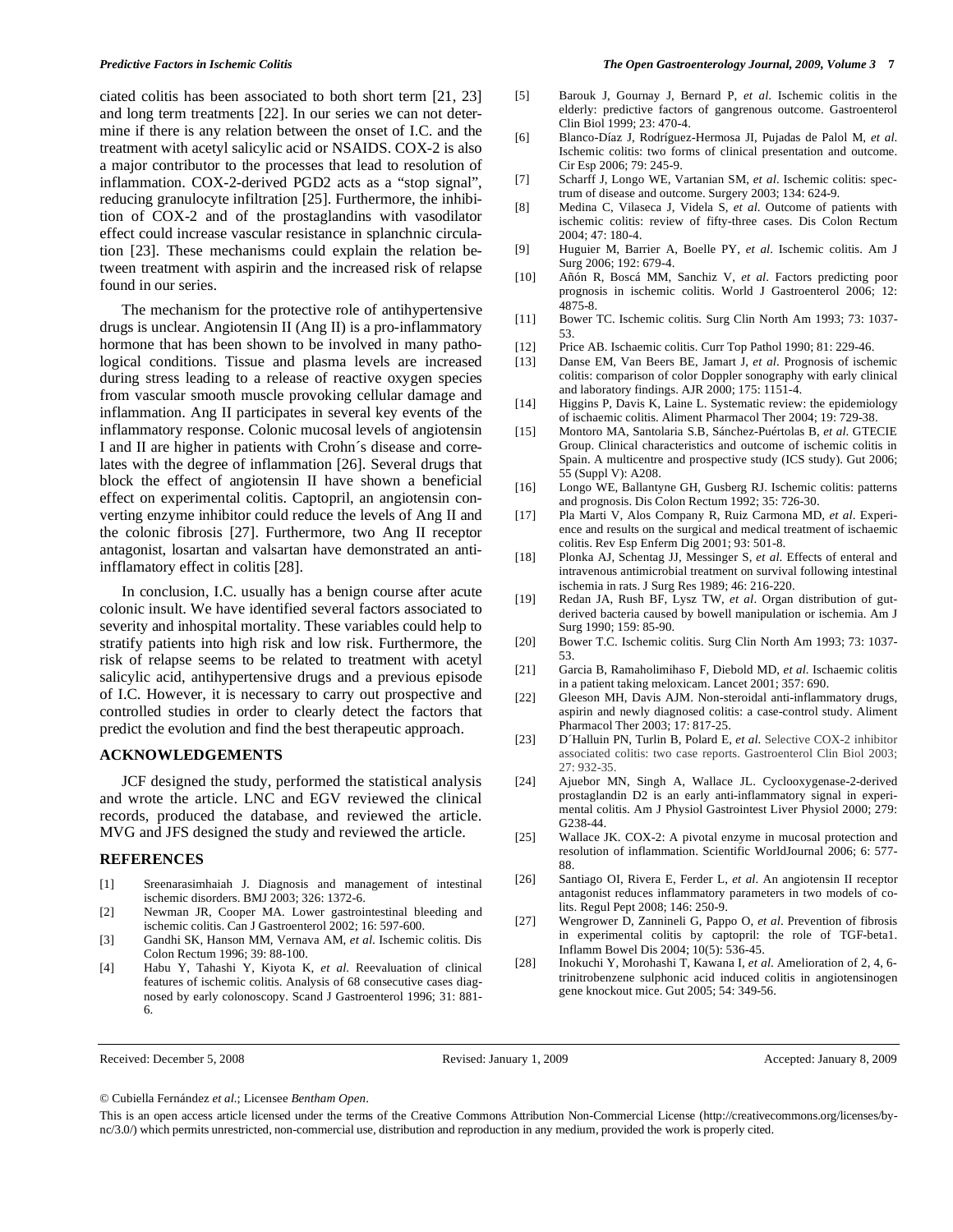ciated colitis has been associated to both short term [21, 23] and long term treatments [22]. In our series we can not determine if there is any relation between the onset of I.C. and the treatment with acetyl salicylic acid or NSAIDS. COX-2 is also a major contributor to the processes that lead to resolution of inflammation. COX-2-derived PGD2 acts as a "stop signal", reducing granulocyte infiltration [25]. Furthermore, the inhibition of COX-2 and of the prostaglandins with vasodilator effect could increase vascular resistance in splanchnic circulation [23]. These mechanisms could explain the relation between treatment with aspirin and the increased risk of relapse found in our series.

The mechanism for the protective role of antihypertensive drugs is unclear. Angiotensin II (Ang II) is a pro-inflammatory hormone that has been shown to be involved in many pathological conditions. Tissue and plasma levels are increased during stress leading to a release of reactive oxygen species from vascular smooth muscle provoking cellular damage and inflammation. Ang II participates in several key events of the inflammatory response. Colonic mucosal levels of angiotensin I and II are higher in patients with Crohn´s disease and correlates with the degree of inflammation [26]. Several drugs that block the effect of angiotensin II have shown a beneficial effect on experimental colitis. Captopril, an angiotensin converting enzyme inhibitor could reduce the levels of Ang II and the colonic fibrosis [27]. Furthermore, two Ang II receptor antagonist, losartan and valsartan have demonstrated an anti-infflamatory effect in colitis [28].

In conclusion, I.C. usually has a benign course after acute colonic insult. We have identified several factors associated to severity and inhospital mortality. These variables could help to stratify patients into high risk and low risk. Furthermore, the risk of relapse seems to be related to treatment with acetyl salicylic acid, antihypertensive drugs and a previous episode of I.C. However, it is necessary to carry out prospective and controlled studies in order to clearly detect the factors that predict the evolution and find the best therapeutic approach.

## ACKNOWLEDGEMENTS

JCF designed the study, performed the statistical analysis and wrote the article. LNC and EGV reviewed the clinical records, produced the database, and reviewed the article. MVG and JFS designed the study and reviewed the article.

## REFERENCES

[1] Sreenarasimhaiah J. Diagnosis and management of intestinal ischemic disorders. BMJ 2003; 326: 1372-6.

[2] Newman JR, Cooper MA. Lower gastrointestinal bleeding and ischemic colitis. Can J Gastroenterol 2002; 16: 597-600.

[3] Gandhi SK, Hanson MM, Vernava AM, *et al*. Ischemic colitis. Dis Colon Rectum 1996; 39: 88-100.

[4] Habu Y, Tahashi Y, Kiyota K, *et al*. Reevaluation of clinical features of ischemic colitis. Analysis of 68 consecutive cases diagnosed by early colonoscopy. Scand J Gastroenterol 1996; 31: 881-6.

[5] Barouk J, Gournay J, Bernard P, *et al*. Ischemic colitis in the elderly: predictive factors of gangrenous outcome. Gastroenterol Clin Biol 1999; 23: 470-4.

[6] Blanco-Díaz J, Rodríguez-Hermosa JI, Pujadas de Palol M, *et al*. Ischemic colitis: two forms of clinical presentation and outcome. Cir Esp 2006; 79: 245-9.

[7] Scharff J, Longo WE, Vartanian SM, *et al*. Ischemic colitis: spectrum of disease and outcome. Surgery 2003; 134: 624-9.

[8] Medina C, Vilaseca J, Videla S, *et al*. Outcome of patients with ischemic colitis: review of fifty-three cases. Dis Colon Rectum 2004; 47: 180-4.

[9] Huguier M, Barrier A, Boelle PY, *et al*. Ischemic colitis. Am J Surg 2006; 192: 679-4.

[10] Añón R, Boscá MM, Sanchiz V, *et al*. Factors predicting poor prognosis in ischemic colitis. World J Gastroenterol 2006; 12: 4875-8.

[11] Bower TC. Ischemic colitis. Surg Clin North Am 1993; 73: 1037-53.

[12] Price AB. Ischaemic colitis. Curr Top Pathol 1990; 81: 229-46.

[13] Danse EM, Van Beers BE, Jamart J, *et al*. Prognosis of ischemic colitis: comparison of color Doppler sonography with early clinical and laboratory findings. AJR 2000; 175: 1151-4.

[14] Higgins P, Davis K, Laine L. Systematic review: the epidemiology of ischaemic colitis. Aliment Pharmacol Ther 2004; 19: 729-38.

[15] Montoro MA, Santolaria S.B, Sánchez-Puértolas B, *et al*. GTECIE Group. Clinical characteristics and outcome of ischemic colitis in Spain. A multicentre and prospective study (ICS study). Gut 2006; 55 (Suppl V): A208.

[16] Longo WE, Ballantyne GH, Gusberg RJ. Ischemic colitis: patterns and prognosis. Dis Colon Rectum 1992; 35: 726-30.

[17] Pla Marti V, Alos Company R, Ruiz Carmona MD, *et al*. Experience and results on the surgical and medical treatment of ischaemic colitis. Rev Esp Enferm Dig 2001; 93: 501-8.

[18] Plonka AJ, Schentag JJ, Messinger S, *et al*. Effects of enteral and intravenous antimicrobial treatment on survival following intestinal ischemia in rats. J Surg Res 1989; 46: 216-220.

[19] Redan JA, Rush BF, Lysz TW, *et al*. Organ distribution of gut-derived bacteria caused by bowell manipulation or ischemia. Am J Surg 1990; 159: 85-90.

[20] Bower T.C. Ischemic colitis. Surg Clin North Am 1993; 73: 1037-53.

[21] Garcia B, Ramaholimihaso F, Diebold MD, *et al*. Ischaemic colitis in a patient taking meloxicam. Lancet 2001; 357: 690.

[22] Gleeson MH, Davis AJM. Non-steroidal anti-inflammatory drugs, aspirin and newly diagnosed colitis: a case-control study. Aliment Pharmacol Ther 2003; 17: 817-25.

[23] D´Halluin PN, Turlin B, Polard E, *et al*. Selective COX-2 inhibitor associated colitis: two case reports. Gastroenterol Clin Biol 2003; 27: 932-35.

[24] Ajuebor MN, Singh A, Wallace JL. Cyclooxygenase-2-derived prostaglandin D2 is an early anti-inflammatory signal in experimental colitis. Am J Physiol Gastrointest Liver Physiol 2000; 279: G238-44.

[25] Wallace JK. COX-2: A pivotal enzyme in mucosal protection and resolution of inflammation. Scientific WorldJournal 2006; 6: 577-88.

[26] Santiago OI, Rivera E, Ferder L, *et al*. An angiotensin II receptor antagonist reduces inflammatory parameters in two models of colits. Regul Pept 2008; 146: 250-9.

[27] Wengrower D, Zannineli G, Pappo O, *et al*. Prevention of fibrosis in experimental colitis by captopril: the role of TGF-beta1. Inflamm Bowel Dis 2004; 10(5): 536-45.

[28] Inokuchi Y, Morohashi T, Kawana I, *et al*. Amelioration of 2, 4, 6-trinitrobenzene sulphonic acid induced colitis in angiotensinogen gene knockout mice. Gut 2005; 54: 349-56.

Received: December 5, 2008 Revised: January 1, 2009 Accepted: January 8, 2009

© Cubiella Fernández *et al*.; Licensee *Bentham Open*.

This is an open access article licensed under the terms of the Creative Commons Attribution Non-Commercial License (http://creativecommons.org/licenses/by-nc/3.0/) which permits unrestricted, non-commercial use, distribution and reproduction in any medium, provided the work is properly cited.